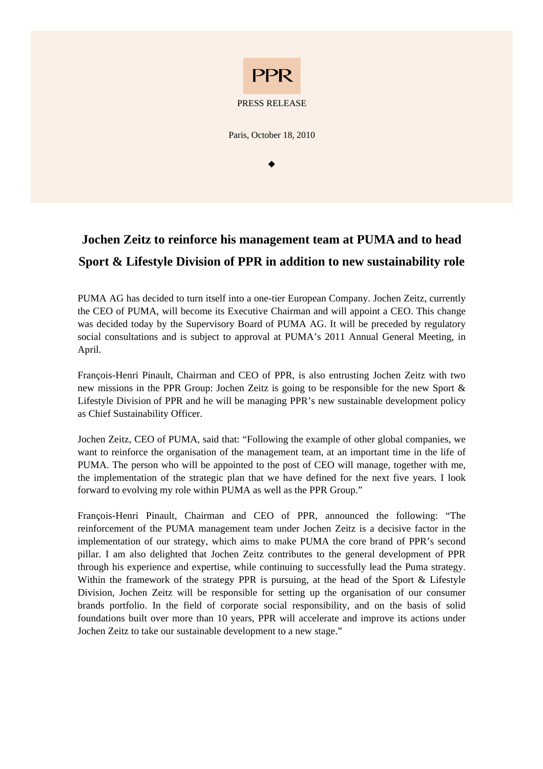PPR

PRESS RELEASE

Paris, October 18, 2010

◆

# Jochen Zeitz to reinforce his management team at PUMA and to head Sport & Lifestyle Division of PPR in addition to new sustainability role

PUMA AG has decided to turn itself into a one-tier European Company. Jochen Zeitz, currently the CEO of PUMA, will become its Executive Chairman and will appoint a CEO. This change was decided today by the Supervisory Board of PUMA AG. It will be preceded by regulatory social consultations and is subject to approval at PUMA's 2011 Annual General Meeting, in April.

François-Henri Pinault, Chairman and CEO of PPR, is also entrusting Jochen Zeitz with two new missions in the PPR Group: Jochen Zeitz is going to be responsible for the new Sport & Lifestyle Division of PPR and he will be managing PPR's new sustainable development policy as Chief Sustainability Officer.

Jochen Zeitz, CEO of PUMA, said that: "Following the example of other global companies, we want to reinforce the organisation of the management team, at an important time in the life of PUMA. The person who will be appointed to the post of CEO will manage, together with me, the implementation of the strategic plan that we have defined for the next five years. I look forward to evolving my role within PUMA as well as the PPR Group."

François-Henri Pinault, Chairman and CEO of PPR, announced the following: "The reinforcement of the PUMA management team under Jochen Zeitz is a decisive factor in the implementation of our strategy, which aims to make PUMA the core brand of PPR's second pillar. I am also delighted that Jochen Zeitz contributes to the general development of PPR through his experience and expertise, while continuing to successfully lead the Puma strategy. Within the framework of the strategy PPR is pursuing, at the head of the Sport & Lifestyle Division, Jochen Zeitz will be responsible for setting up the organisation of our consumer brands portfolio. In the field of corporate social responsibility, and on the basis of solid foundations built over more than 10 years, PPR will accelerate and improve its actions under Jochen Zeitz to take our sustainable development to a new stage."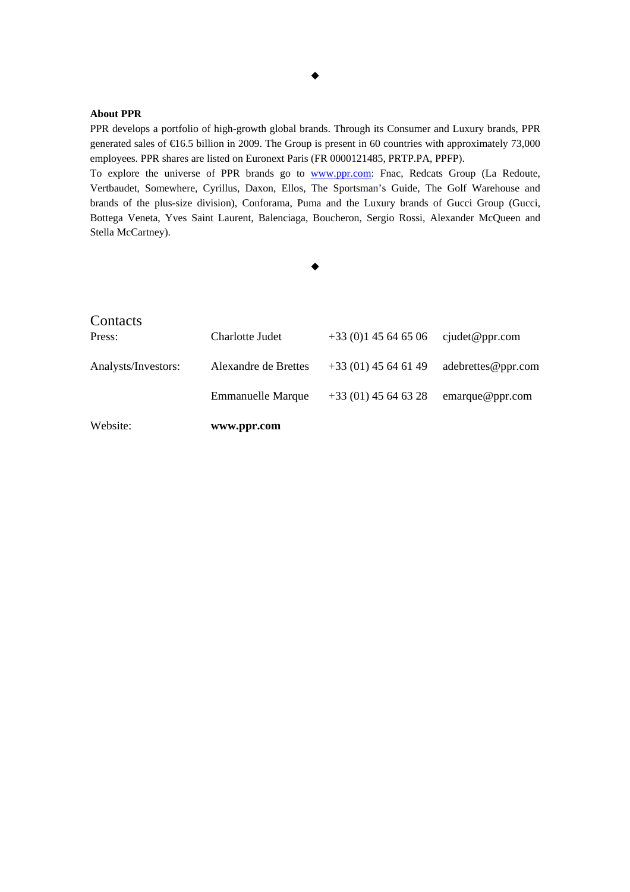◆

**About PPR**

PPR develops a portfolio of high-growth global brands. Through its Consumer and Luxury brands, PPR generated sales of €16.5 billion in 2009. The Group is present in 60 countries with approximately 73,000 employees. PPR shares are listed on Euronext Paris (FR 0000121485, PRTP.PA, PPFP).

To explore the universe of PPR brands go to [www.ppr.com](http://www.ppr.com): Fnac, Redcats Group (La Redoute, Vertbaudet, Somewhere, Cyrillus, Daxon, Ellos, The Sportsman's Guide, The Golf Warehouse and brands of the plus-size division), Conforama, Puma and the Luxury brands of Gucci Group (Gucci, Bottega Veneta, Yves Saint Laurent, Balenciaga, Boucheron, Sergio Rossi, Alexander McQueen and Stella McCartney).

◆

Contacts

| | | | |
|---|---|---|---|
| Press: | Charlotte Judet | +33 (0)1 45 64 65 06 | cjudet@ppr.com |
| Analysts/Investors: | Alexandre de Brettes | +33 (01) 45 64 61 49 | adebrettes@ppr.com |
| | Emmanuelle Marque | +33 (01) 45 64 63 28 | emarque@ppr.com |
| Website: | **www.ppr.com** | | |